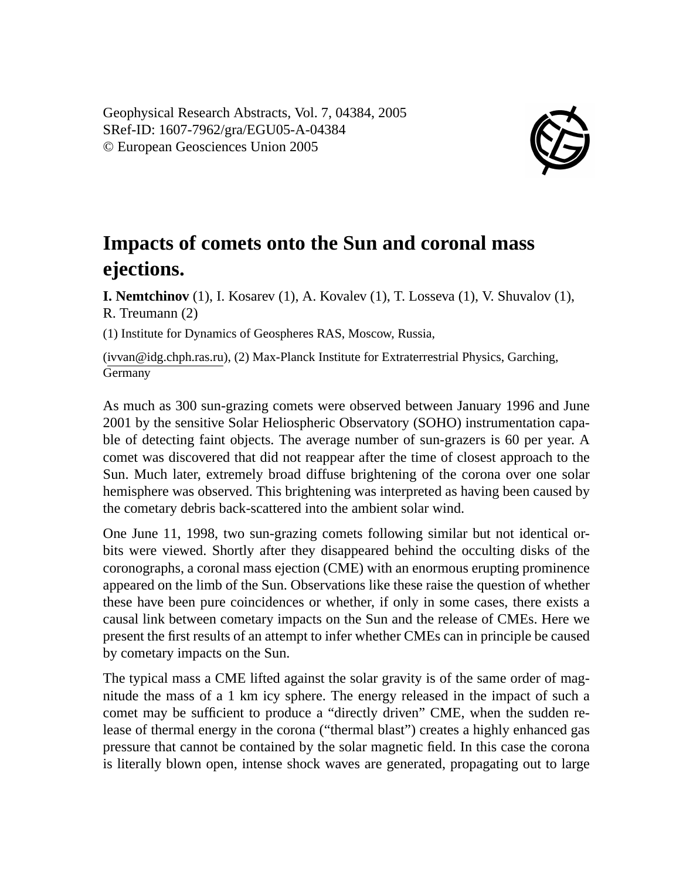Geophysical Research Abstracts, Vol. 7, 04384, 2005
SRef-ID: 1607-7962/gra/EGU05-A-04384
© European Geosciences Union 2005

# Impacts of comets onto the Sun and coronal mass ejections.

**I. Nemtchinov** (1), I. Kosarev (1), A. Kovalev (1), T. Losseva (1), V. Shuvalov (1), R. Treumann (2)

(1) Institute for Dynamics of Geospheres RAS, Moscow, Russia,

(ivvan@idg.chph.ras.ru), (2) Max-Planck Institute for Extraterrestrial Physics, Garching, Germany

As much as 300 sun-grazing comets were observed between January 1996 and June 2001 by the sensitive Solar Heliospheric Observatory (SOHO) instrumentation capable of detecting faint objects. The average number of sun-grazers is 60 per year. A comet was discovered that did not reappear after the time of closest approach to the Sun. Much later, extremely broad diffuse brightening of the corona over one solar hemisphere was observed. This brightening was interpreted as having been caused by the cometary debris back-scattered into the ambient solar wind.

One June 11, 1998, two sun-grazing comets following similar but not identical orbits were viewed. Shortly after they disappeared behind the occulting disks of the coronographs, a coronal mass ejection (CME) with an enormous erupting prominence appeared on the limb of the Sun. Observations like these raise the question of whether these have been pure coincidences or whether, if only in some cases, there exists a causal link between cometary impacts on the Sun and the release of CMEs. Here we present the first results of an attempt to infer whether CMEs can in principle be caused by cometary impacts on the Sun.

The typical mass a CME lifted against the solar gravity is of the same order of magnitude the mass of a 1 km icy sphere. The energy released in the impact of such a comet may be sufficient to produce a "directly driven" CME, when the sudden release of thermal energy in the corona ("thermal blast") creates a highly enhanced gas pressure that cannot be contained by the solar magnetic field. In this case the corona is literally blown open, intense shock waves are generated, propagating out to large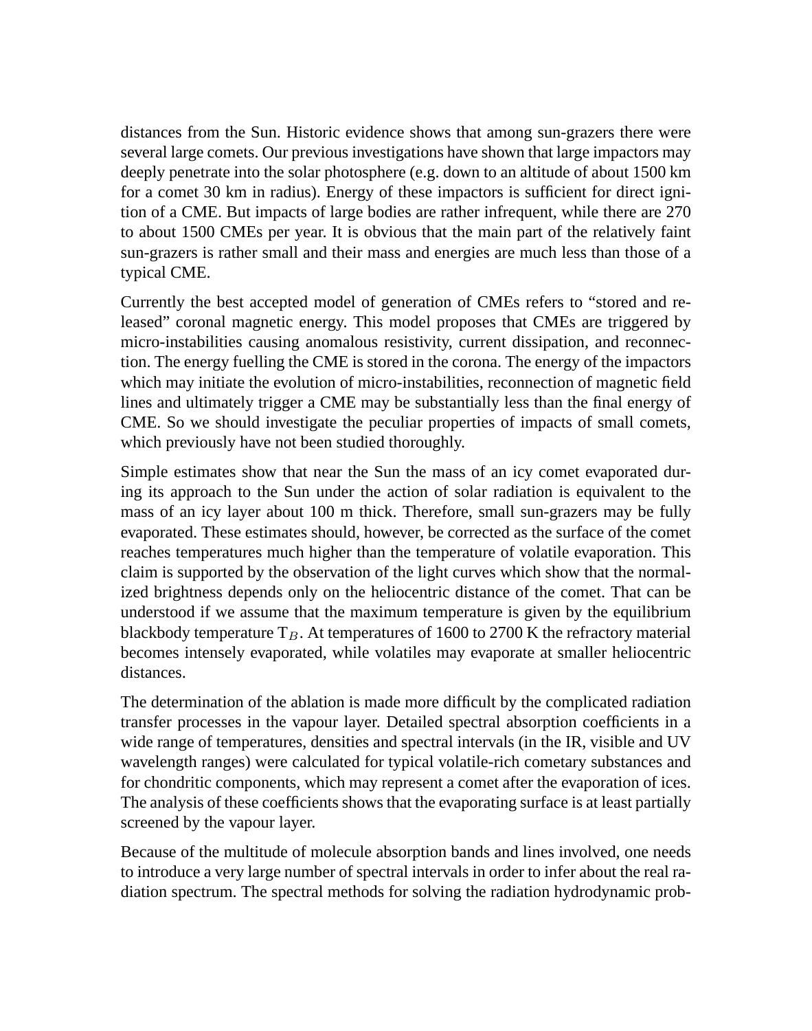distances from the Sun. Historic evidence shows that among sun-grazers there were several large comets. Our previous investigations have shown that large impactors may deeply penetrate into the solar photosphere (e.g. down to an altitude of about 1500 km for a comet 30 km in radius). Energy of these impactors is sufficient for direct ignition of a CME. But impacts of large bodies are rather infrequent, while there are 270 to about 1500 CMEs per year. It is obvious that the main part of the relatively faint sun-grazers is rather small and their mass and energies are much less than those of a typical CME.

Currently the best accepted model of generation of CMEs refers to "stored and released" coronal magnetic energy. This model proposes that CMEs are triggered by micro-instabilities causing anomalous resistivity, current dissipation, and reconnection. The energy fuelling the CME is stored in the corona. The energy of the impactors which may initiate the evolution of micro-instabilities, reconnection of magnetic field lines and ultimately trigger a CME may be substantially less than the final energy of CME. So we should investigate the peculiar properties of impacts of small comets, which previously have not been studied thoroughly.

Simple estimates show that near the Sun the mass of an icy comet evaporated during its approach to the Sun under the action of solar radiation is equivalent to the mass of an icy layer about 100 m thick. Therefore, small sun-grazers may be fully evaporated. These estimates should, however, be corrected as the surface of the comet reaches temperatures much higher than the temperature of volatile evaporation. This claim is supported by the observation of the light curves which show that the normalized brightness depends only on the heliocentric distance of the comet. That can be understood if we assume that the maximum temperature is given by the equilibrium blackbody temperature $T_B$. At temperatures of 1600 to 2700 K the refractory material becomes intensely evaporated, while volatiles may evaporate at smaller heliocentric distances.

The determination of the ablation is made more difficult by the complicated radiation transfer processes in the vapour layer. Detailed spectral absorption coefficients in a wide range of temperatures, densities and spectral intervals (in the IR, visible and UV wavelength ranges) were calculated for typical volatile-rich cometary substances and for chondritic components, which may represent a comet after the evaporation of ices. The analysis of these coefficients shows that the evaporating surface is at least partially screened by the vapour layer.

Because of the multitude of molecule absorption bands and lines involved, one needs to introduce a very large number of spectral intervals in order to infer about the real radiation spectrum. The spectral methods for solving the radiation hydrodynamic prob-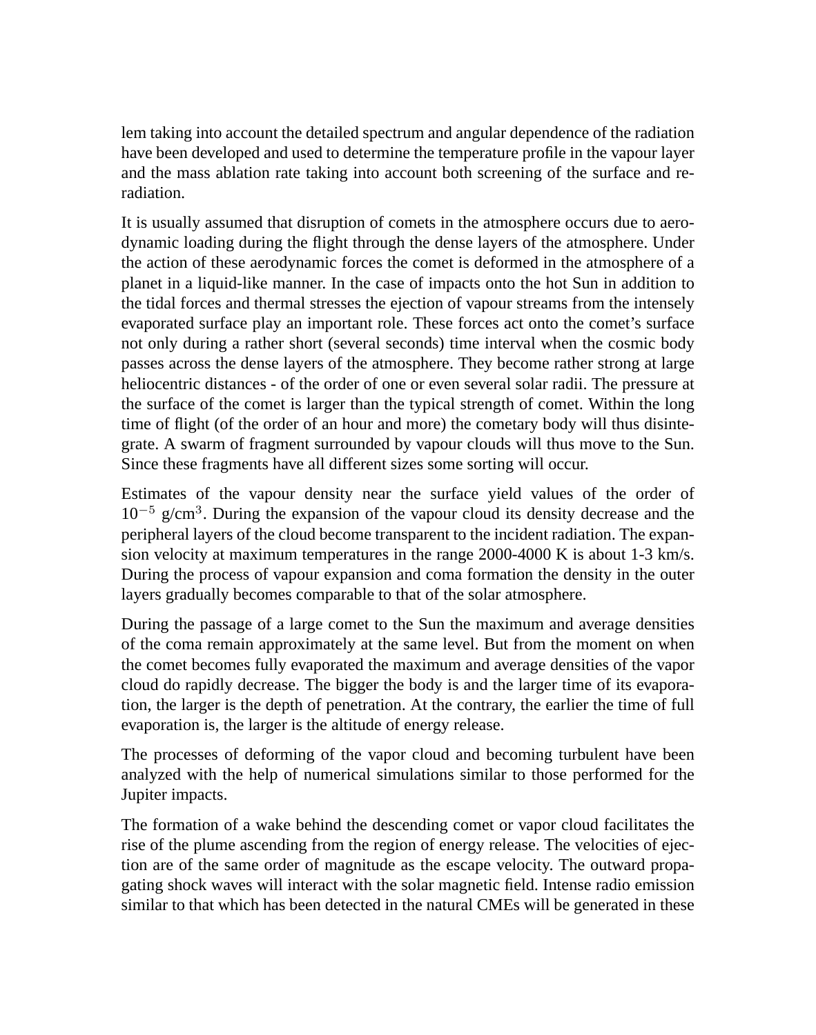lem taking into account the detailed spectrum and angular dependence of the radiation have been developed and used to determine the temperature profile in the vapour layer and the mass ablation rate taking into account both screening of the surface and re-radiation.

It is usually assumed that disruption of comets in the atmosphere occurs due to aerodynamic loading during the flight through the dense layers of the atmosphere. Under the action of these aerodynamic forces the comet is deformed in the atmosphere of a planet in a liquid-like manner. In the case of impacts onto the hot Sun in addition to the tidal forces and thermal stresses the ejection of vapour streams from the intensely evaporated surface play an important role. These forces act onto the comet's surface not only during a rather short (several seconds) time interval when the cosmic body passes across the dense layers of the atmosphere. They become rather strong at large heliocentric distances - of the order of one or even several solar radii. The pressure at the surface of the comet is larger than the typical strength of comet. Within the long time of flight (of the order of an hour and more) the cometary body will thus disintegrate. A swarm of fragment surrounded by vapour clouds will thus move to the Sun. Since these fragments have all different sizes some sorting will occur.

Estimates of the vapour density near the surface yield values of the order of $10^{-5}$ g/cm$^3$. During the expansion of the vapour cloud its density decrease and the peripheral layers of the cloud become transparent to the incident radiation. The expansion velocity at maximum temperatures in the range 2000-4000 K is about 1-3 km/s. During the process of vapour expansion and coma formation the density in the outer layers gradually becomes comparable to that of the solar atmosphere.

During the passage of a large comet to the Sun the maximum and average densities of the coma remain approximately at the same level. But from the moment on when the comet becomes fully evaporated the maximum and average densities of the vapor cloud do rapidly decrease. The bigger the body is and the larger time of its evaporation, the larger is the depth of penetration. At the contrary, the earlier the time of full evaporation is, the larger is the altitude of energy release.

The processes of deforming of the vapor cloud and becoming turbulent have been analyzed with the help of numerical simulations similar to those performed for the Jupiter impacts.

The formation of a wake behind the descending comet or vapor cloud facilitates the rise of the plume ascending from the region of energy release. The velocities of ejection are of the same order of magnitude as the escape velocity. The outward propagating shock waves will interact with the solar magnetic field. Intense radio emission similar to that which has been detected in the natural CMEs will be generated in these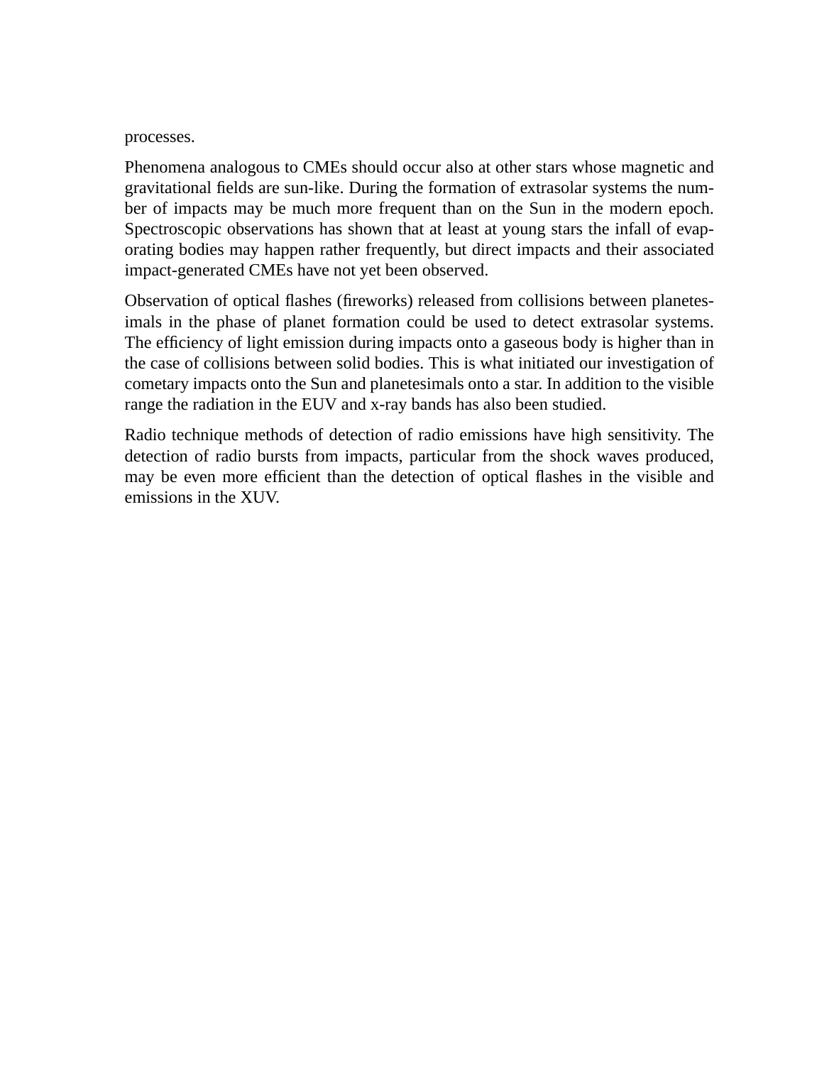processes.

Phenomena analogous to CMEs should occur also at other stars whose magnetic and gravitational fields are sun-like. During the formation of extrasolar systems the number of impacts may be much more frequent than on the Sun in the modern epoch. Spectroscopic observations has shown that at least at young stars the infall of evaporating bodies may happen rather frequently, but direct impacts and their associated impact-generated CMEs have not yet been observed.

Observation of optical flashes (fireworks) released from collisions between planetesimals in the phase of planet formation could be used to detect extrasolar systems. The efficiency of light emission during impacts onto a gaseous body is higher than in the case of collisions between solid bodies. This is what initiated our investigation of cometary impacts onto the Sun and planetesimals onto a star. In addition to the visible range the radiation in the EUV and x-ray bands has also been studied.

Radio technique methods of detection of radio emissions have high sensitivity. The detection of radio bursts from impacts, particular from the shock waves produced, may be even more efficient than the detection of optical flashes in the visible and emissions in the XUV.